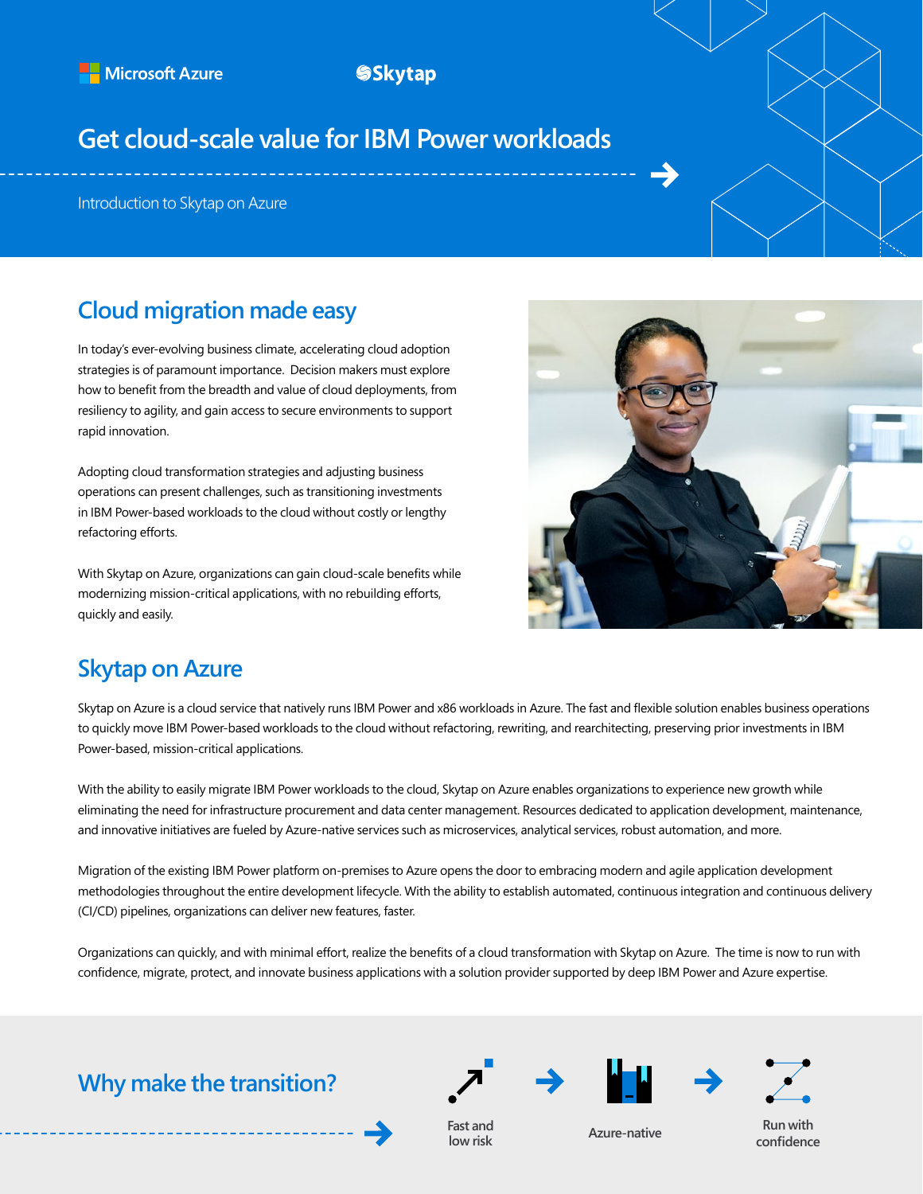Microsoft Azure

Skytap

# Get cloud-scale value for IBM Power workloads

Introduction to Skytap on Azure

## Cloud migration made easy

In today's ever-evolving business climate, accelerating cloud adoption strategies is of paramount importance. Decision makers must explore how to benefit from the breadth and value of cloud deployments, from resiliency to agility, and gain access to secure environments to support rapid innovation.

Adopting cloud transformation strategies and adjusting business operations can present challenges, such as transitioning investments in IBM Power-based workloads to the cloud without costly or lengthy refactoring efforts.

With Skytap on Azure, organizations can gain cloud-scale benefits while modernizing mission-critical applications, with no rebuilding efforts, quickly and easily.

## Skytap on Azure

Skytap on Azure is a cloud service that natively runs IBM Power and x86 workloads in Azure. The fast and flexible solution enables business operations to quickly move IBM Power-based workloads to the cloud without refactoring, rewriting, and rearchitecting, preserving prior investments in IBM Power-based, mission-critical applications.

With the ability to easily migrate IBM Power workloads to the cloud, Skytap on Azure enables organizations to experience new growth while eliminating the need for infrastructure procurement and data center management. Resources dedicated to application development, maintenance, and innovative initiatives are fueled by Azure-native services such as microservices, analytical services, robust automation, and more.

Migration of the existing IBM Power platform on-premises to Azure opens the door to embracing modern and agile application development methodologies throughout the entire development lifecycle. With the ability to establish automated, continuous integration and continuous delivery (CI/CD) pipelines, organizations can deliver new features, faster.

Organizations can quickly, and with minimal effort, realize the benefits of a cloud transformation with Skytap on Azure. The time is now to run with confidence, migrate, protect, and innovate business applications with a solution provider supported by deep IBM Power and Azure expertise.

## Why make the transition?

Fast and low risk → Azure-native → Run with confidence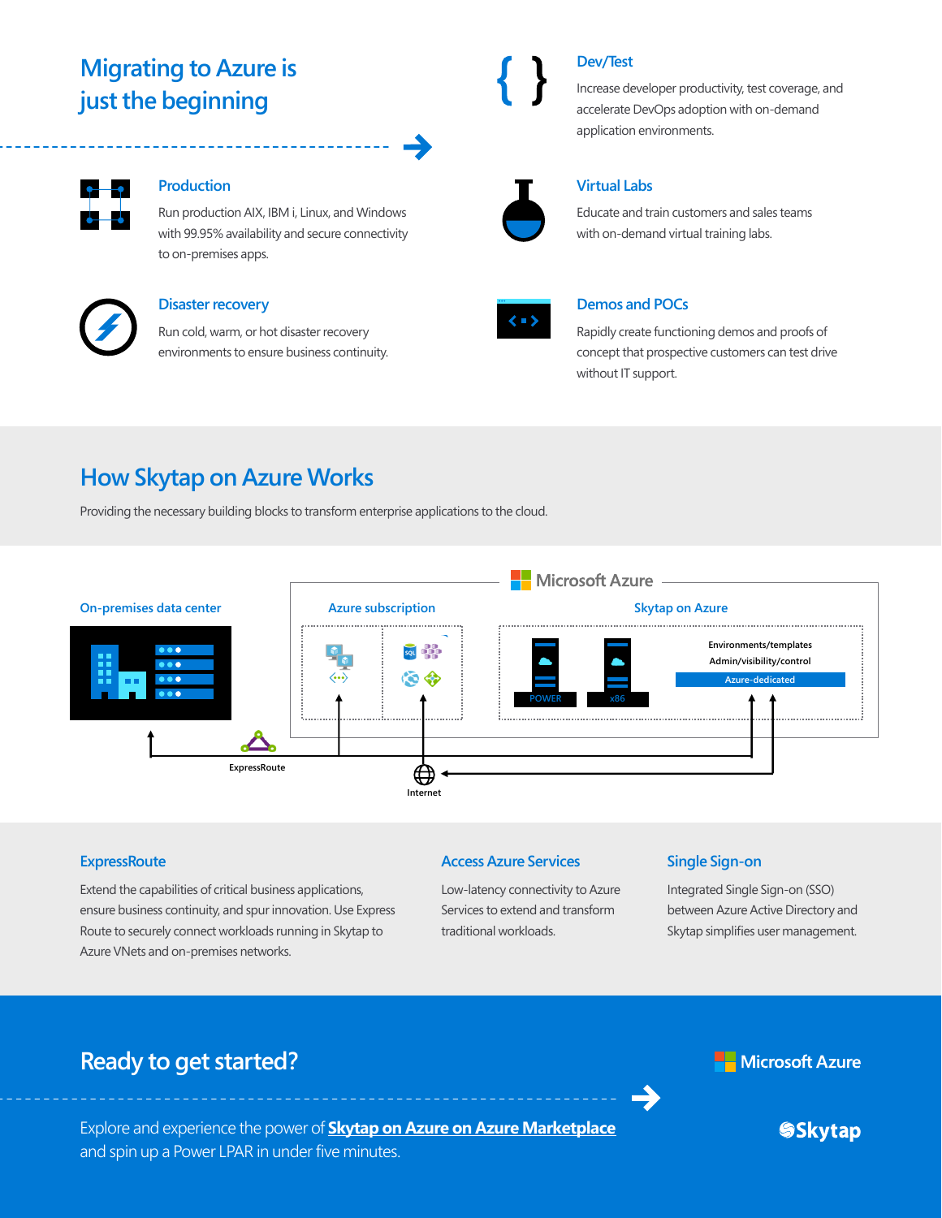## Migrating to Azure is just the beginning

### Production

Run production AIX, IBM i, Linux, and Windows with 99.95% availability and secure connectivity to on-premises apps.

### Disaster recovery

Run cold, warm, or hot disaster recovery environments to ensure business continuity.

### Dev/Test

Increase developer productivity, test coverage, and accelerate DevOps adoption with on-demand application environments.

### Virtual Labs

Educate and train customers and sales teams with on-demand virtual training labs.

### Demos and POCs

Rapidly create functioning demos and proofs of concept that prospective customers can test drive without IT support.

## How Skytap on Azure Works

Providing the necessary building blocks to transform enterprise applications to the cloud.

Microsoft Azure

On-premises data center

Azure subscription

Skytap on Azure

POWER

x86

Environments/templates

Admin/visibility/control

Azure-dedicated

ExpressRoute

Internet

### ExpressRoute

Extend the capabilities of critical business applications, ensure business continuity, and spur innovation. Use Express Route to securely connect workloads running in Skytap to Azure VNets and on-premises networks.

### Access Azure Services

Low-latency connectivity to Azure Services to extend and transform traditional workloads.

### Single Sign-on

Integrated Single Sign-on (SSO) between Azure Active Directory and Skytap simplifies user management.

## Ready to get started?

Explore and experience the power of **Skytap on Azure on Azure Marketplace** and spin up a Power LPAR in under five minutes.

Microsoft Azure

Skytap